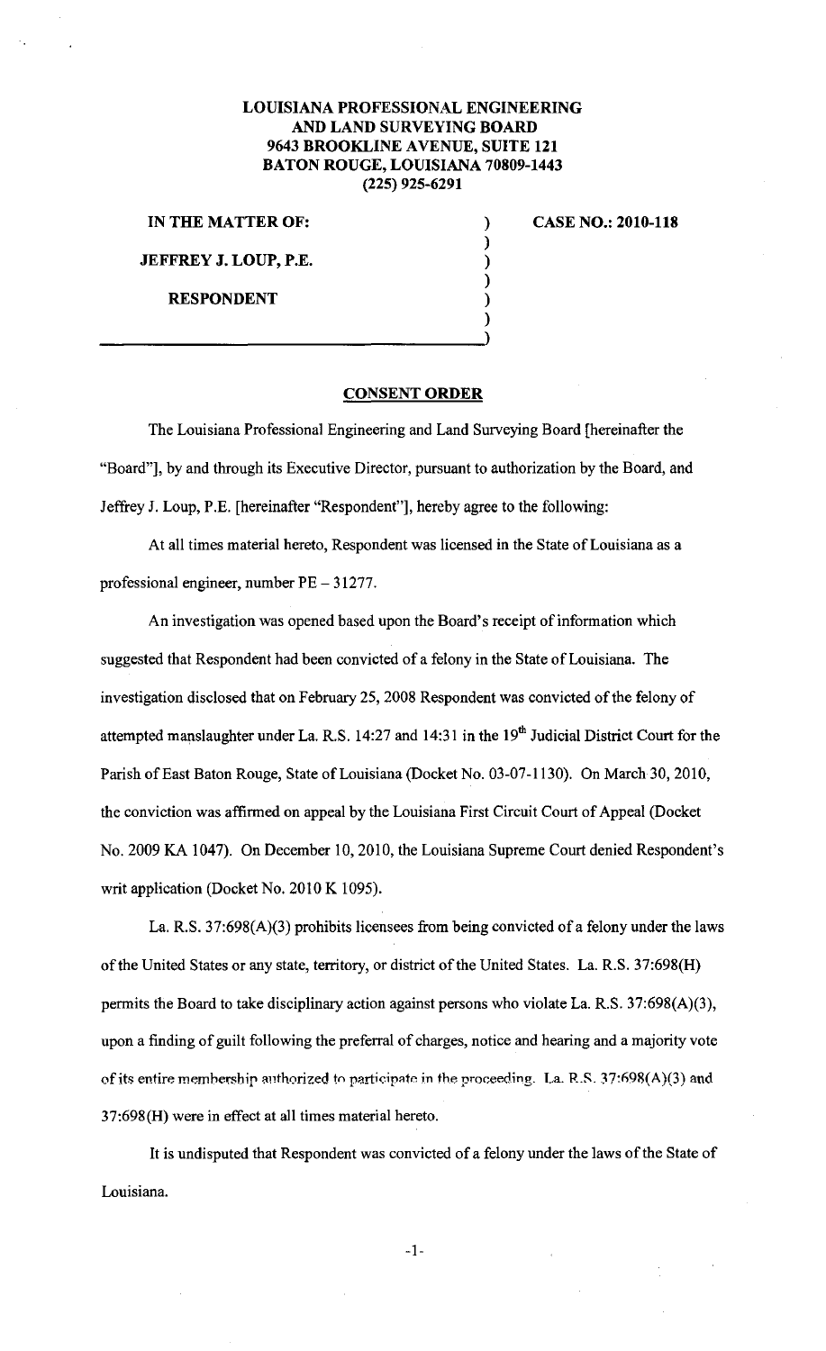**LOUISIANA PROFESSIONAL ENGINEERING AND LAND SURVEYING BOARD**
**9643 BROOKLINE AVENUE, SUITE 121**
**BATON ROUGE, LOUISIANA 70809-1443**
**(225) 925-6291**

| | | |
|---|---|---|
| **IN THE MATTER OF:** | ) | **CASE NO.: 2010-118** |
| | ) | |
| **JEFFREY J. LOUP, P.E.** | ) | |
| | ) | |
| **RESPONDENT** | ) | |
| | ) | |
| | ) | |

## CONSENT ORDER

The Louisiana Professional Engineering and Land Surveying Board [hereinafter the "Board"], by and through its Executive Director, pursuant to authorization by the Board, and Jeffrey J. Loup, P.E. [hereinafter "Respondent"], hereby agree to the following:

At all times material hereto, Respondent was licensed in the State of Louisiana as a professional engineer, number PE – 31277.

An investigation was opened based upon the Board's receipt of information which suggested that Respondent had been convicted of a felony in the State of Louisiana. The investigation disclosed that on February 25, 2008 Respondent was convicted of the felony of attempted manslaughter under La. R.S. 14:27 and 14:31 in the 19th Judicial District Court for the Parish of East Baton Rouge, State of Louisiana (Docket No. 03-07-1130). On March 30, 2010, the conviction was affirmed on appeal by the Louisiana First Circuit Court of Appeal (Docket No. 2009 KA 1047). On December 10, 2010, the Louisiana Supreme Court denied Respondent's writ application (Docket No. 2010 K 1095).

La. R.S. 37:698(A)(3) prohibits licensees from being convicted of a felony under the laws of the United States or any state, territory, or district of the United States. La. R.S. 37:698(H) permits the Board to take disciplinary action against persons who violate La. R.S. 37:698(A)(3), upon a finding of guilt following the preferral of charges, notice and hearing and a majority vote of its entire membership authorized to participate in the proceeding. La. R.S. 37:698(A)(3) and 37:698(H) were in effect at all times material hereto.

It is undisputed that Respondent was convicted of a felony under the laws of the State of Louisiana.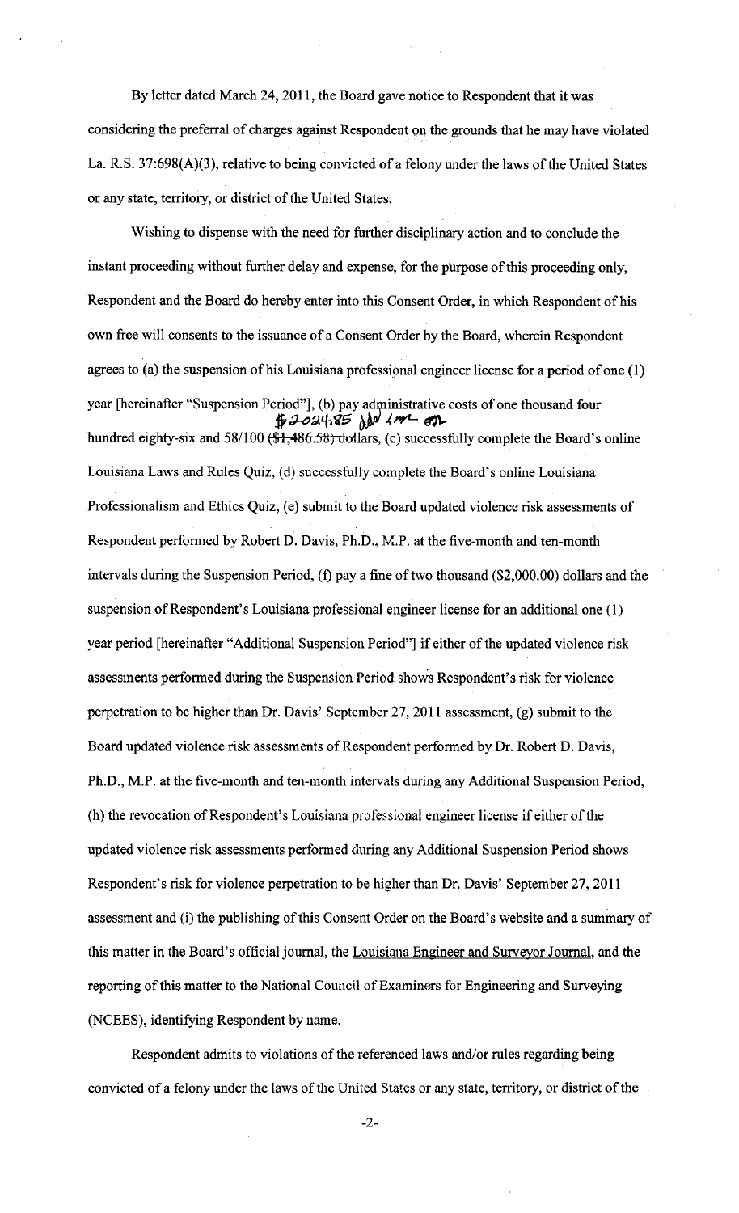By letter dated March 24, 2011, the Board gave notice to Respondent that it was considering the preferral of charges against Respondent on the grounds that he may have violated La. R.S. 37:698(A)(3), relative to being convicted of a felony under the laws of the United States or any state, territory, or district of the United States.

Wishing to dispense with the need for further disciplinary action and to conclude the instant proceeding without further delay and expense, for the purpose of this proceeding only, Respondent and the Board do hereby enter into this Consent Order, in which Respondent of his own free will consents to the issuance of a Consent Order by the Board, wherein Respondent agrees to (a) the suspension of his Louisiana professional engineer license for a period of one (1) year [hereinafter "Suspension Period"], (b) pay administrative costs of one thousand four hundred eighty-six and 58/100 ~~($1,486.58) dollars~~ $2024.85 dollars, (c) successfully complete the Board's online Louisiana Laws and Rules Quiz, (d) successfully complete the Board's online Louisiana Professionalism and Ethics Quiz, (e) submit to the Board updated violence risk assessments of Respondent performed by Robert D. Davis, Ph.D., M.P. at the five-month and ten-month intervals during the Suspension Period, (f) pay a fine of two thousand ($2,000.00) dollars and the suspension of Respondent's Louisiana professional engineer license for an additional one (1) year period [hereinafter "Additional Suspension Period"] if either of the updated violence risk assessments performed during the Suspension Period shows Respondent's risk for violence perpetration to be higher than Dr. Davis' September 27, 2011 assessment, (g) submit to the Board updated violence risk assessments of Respondent performed by Dr. Robert D. Davis, Ph.D., M.P. at the five-month and ten-month intervals during any Additional Suspension Period, (h) the revocation of Respondent's Louisiana professional engineer license if either of the updated violence risk assessments performed during any Additional Suspension Period shows Respondent's risk for violence perpetration to be higher than Dr. Davis' September 27, 2011 assessment and (i) the publishing of this Consent Order on the Board's website and a summary of this matter in the Board's official journal, the Louisiana Engineer and Surveyor Journal, and the reporting of this matter to the National Council of Examiners for Engineering and Surveying (NCEES), identifying Respondent by name.

Respondent admits to violations of the referenced laws and/or rules regarding being convicted of a felony under the laws of the United States or any state, territory, or district of the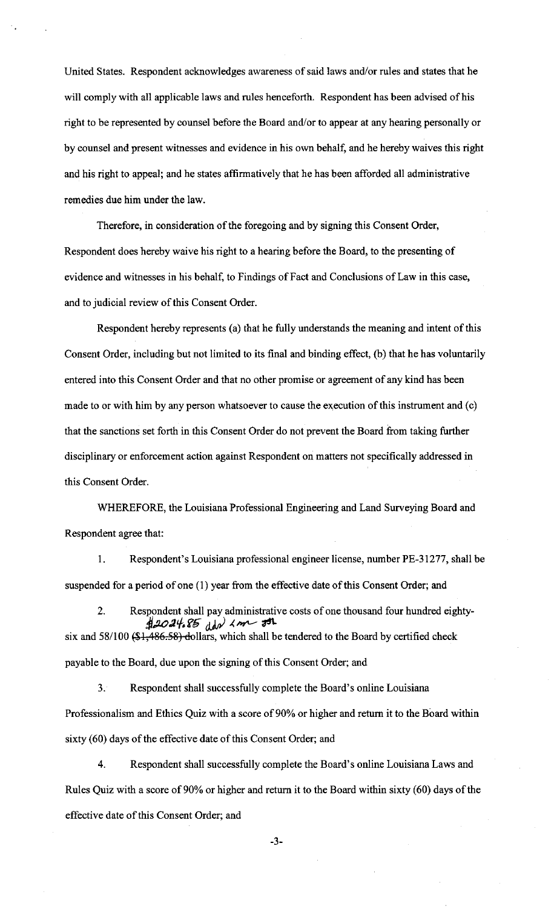United States. Respondent acknowledges awareness of said laws and/or rules and states that he will comply with all applicable laws and rules henceforth. Respondent has been advised of his right to be represented by counsel before the Board and/or to appear at any hearing personally or by counsel and present witnesses and evidence in his own behalf, and he hereby waives this right and his right to appeal; and he states affirmatively that he has been afforded all administrative remedies due him under the law.

Therefore, in consideration of the foregoing and by signing this Consent Order, Respondent does hereby waive his right to a hearing before the Board, to the presenting of evidence and witnesses in his behalf, to Findings of Fact and Conclusions of Law in this case, and to judicial review of this Consent Order.

Respondent hereby represents (a) that he fully understands the meaning and intent of this Consent Order, including but not limited to its final and binding effect, (b) that he has voluntarily entered into this Consent Order and that no other promise or agreement of any kind has been made to or with him by any person whatsoever to cause the execution of this instrument and (c) that the sanctions set forth in this Consent Order do not prevent the Board from taking further disciplinary or enforcement action against Respondent on matters not specifically addressed in this Consent Order.

WHEREFORE, the Louisiana Professional Engineering and Land Surveying Board and Respondent agree that:

1. Respondent's Louisiana professional engineer license, number PE-31277, shall be suspended for a period of one (1) year from the effective date of this Consent Order; and

2. Respondent shall pay administrative costs of one thousand four hundred eighty-six and 58/100 ~~($1,486.58)~~ dollars *$2024.85 ddr ___ ___*, which shall be tendered to the Board by certified check payable to the Board, due upon the signing of this Consent Order; and

3. Respondent shall successfully complete the Board's online Louisiana Professionalism and Ethics Quiz with a score of 90% or higher and return it to the Board within sixty (60) days of the effective date of this Consent Order; and

4. Respondent shall successfully complete the Board's online Louisiana Laws and Rules Quiz with a score of 90% or higher and return it to the Board within sixty (60) days of the effective date of this Consent Order; and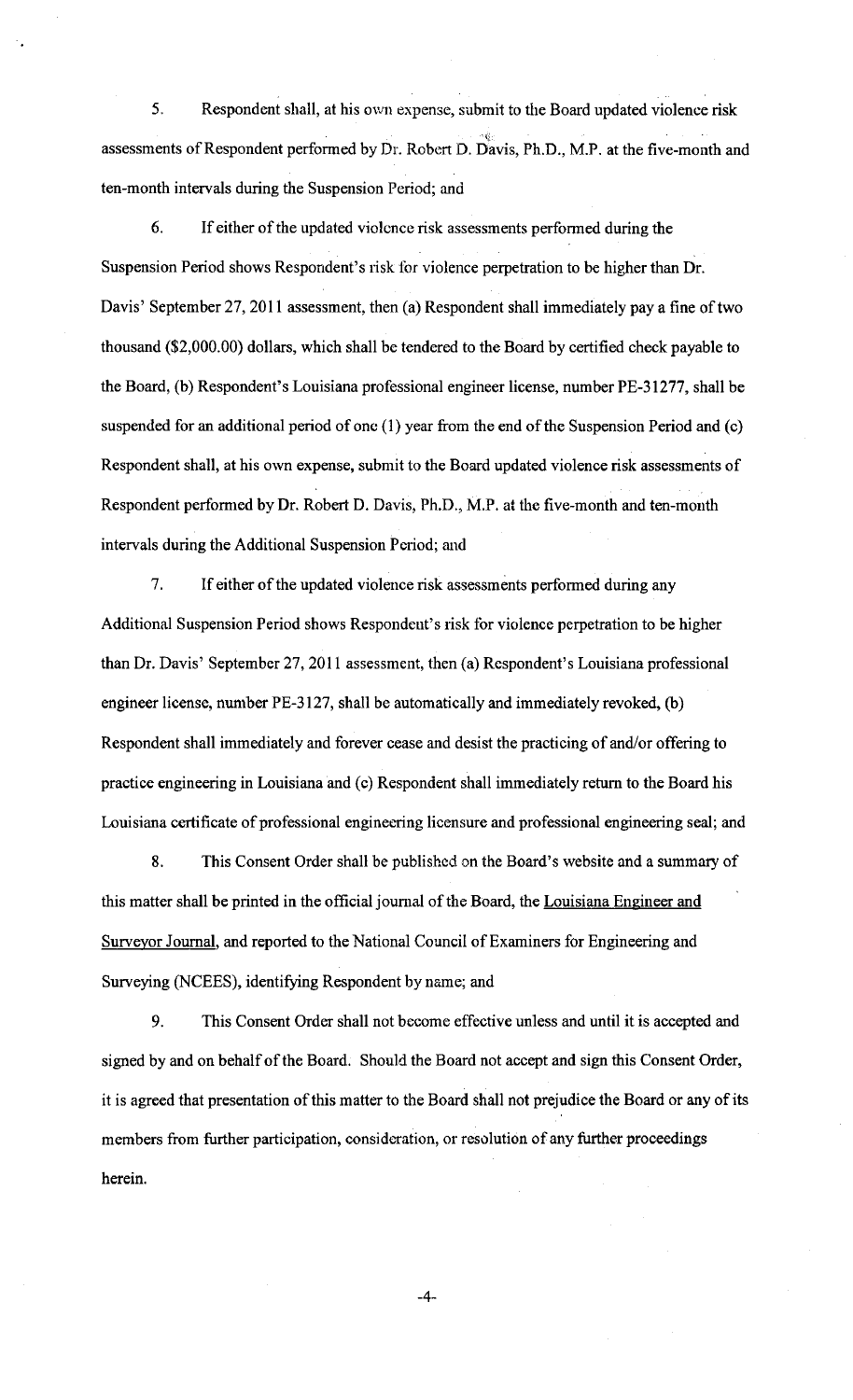5. Respondent shall, at his own expense, submit to the Board updated violence risk assessments of Respondent performed by Dr. Robert D. Davis, Ph.D., M.P. at the five-month and ten-month intervals during the Suspension Period; and

6. If either of the updated violence risk assessments performed during the Suspension Period shows Respondent's risk for violence perpetration to be higher than Dr. Davis' September 27, 2011 assessment, then (a) Respondent shall immediately pay a fine of two thousand ($2,000.00) dollars, which shall be tendered to the Board by certified check payable to the Board, (b) Respondent's Louisiana professional engineer license, number PE-31277, shall be suspended for an additional period of one (1) year from the end of the Suspension Period and (c) Respondent shall, at his own expense, submit to the Board updated violence risk assessments of Respondent performed by Dr. Robert D. Davis, Ph.D., M.P. at the five-month and ten-month intervals during the Additional Suspension Period; and

7. If either of the updated violence risk assessments performed during any Additional Suspension Period shows Respondent's risk for violence perpetration to be higher than Dr. Davis' September 27, 2011 assessment, then (a) Respondent's Louisiana professional engineer license, number PE-3127, shall be automatically and immediately revoked, (b) Respondent shall immediately and forever cease and desist the practicing of and/or offering to practice engineering in Louisiana and (c) Respondent shall immediately return to the Board his Louisiana certificate of professional engineering licensure and professional engineering seal; and

8. This Consent Order shall be published on the Board's website and a summary of this matter shall be printed in the official journal of the Board, the Louisiana Engineer and Surveyor Journal, and reported to the National Council of Examiners for Engineering and Surveying (NCEES), identifying Respondent by name; and

9. This Consent Order shall not become effective unless and until it is accepted and signed by and on behalf of the Board. Should the Board not accept and sign this Consent Order, it is agreed that presentation of this matter to the Board shall not prejudice the Board or any of its members from further participation, consideration, or resolution of any further proceedings herein.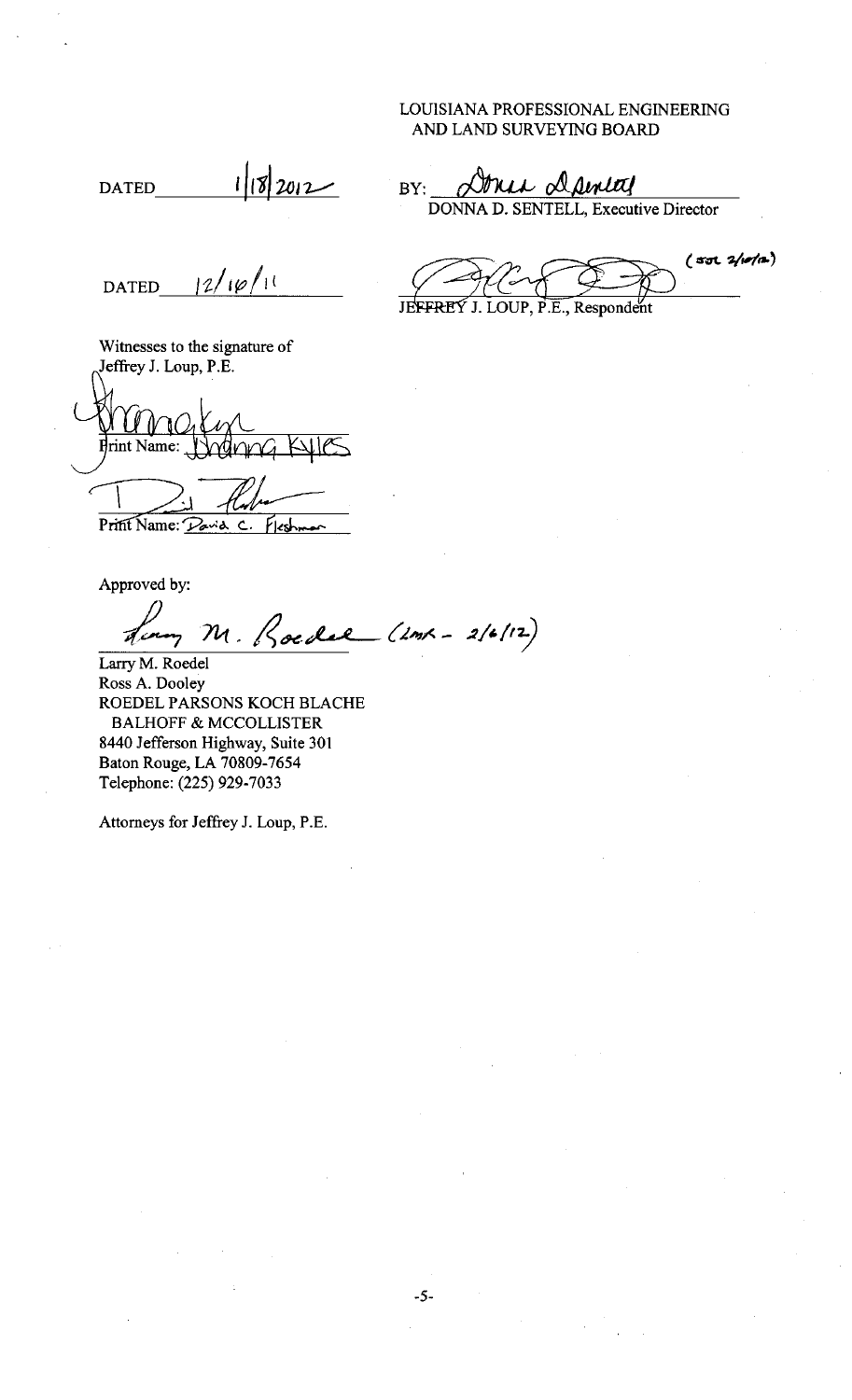LOUISIANA PROFESSIONAL ENGINEERING AND LAND SURVEYING BOARD

DATED 1/18/2012

BY: Donna D. Sentell

DONNA D. SENTELL, Executive Director

DATED 12/16/11

(ssL 2/10/12)

JEFFREY J. LOUP, P.E., Respondent

Witnesses to the signature of Jeffrey J. Loup, P.E.

Print Name: Shanna Kyles

Print Name: David C. Fleshman

Approved by:

Larry M. Roedel (LMR - 2/6/12)

Larry M. Roedel
Ross A. Dooley
ROEDEL PARSONS KOCH BLACHE
BALHOFF & MCCOLLISTER
8440 Jefferson Highway, Suite 301
Baton Rouge, LA 70809-7654
Telephone: (225) 929-7033

Attorneys for Jeffrey J. Loup, P.E.